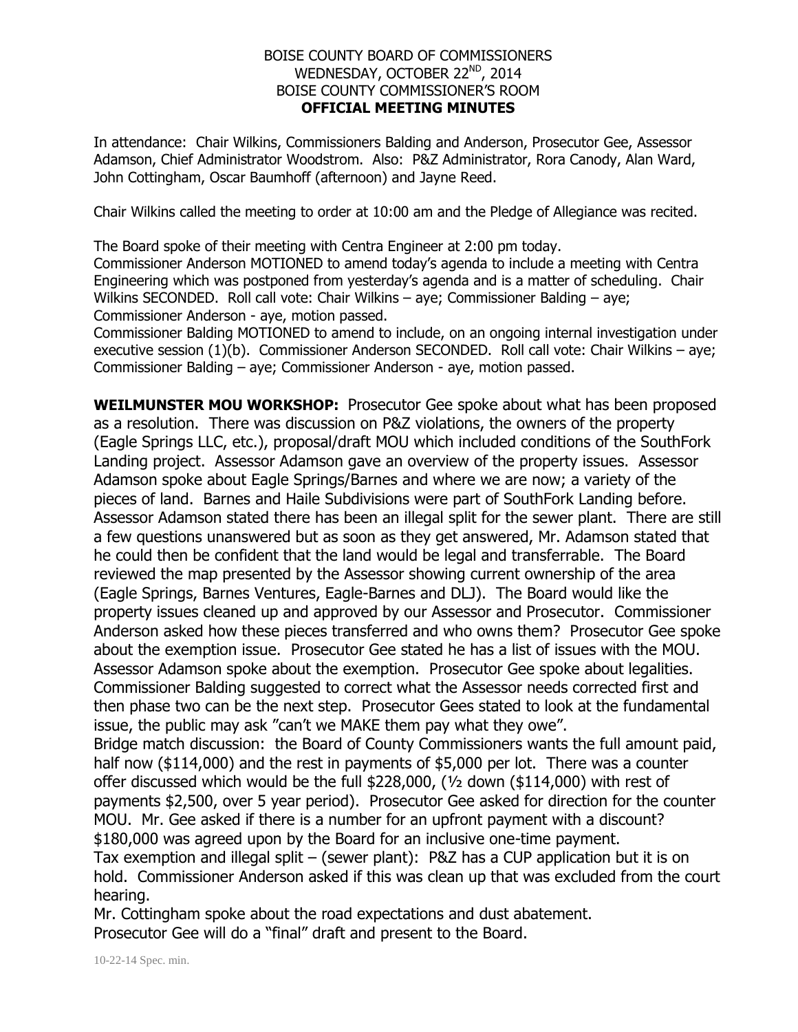BOISE COUNTY BOARD OF COMMISSIONERS
WEDNESDAY, OCTOBER 22ND, 2014
BOISE COUNTY COMMISSIONER'S ROOM
**OFFICIAL MEETING MINUTES**

In attendance: Chair Wilkins, Commissioners Balding and Anderson, Prosecutor Gee, Assessor Adamson, Chief Administrator Woodstrom. Also: P&Z Administrator, Rora Canody, Alan Ward, John Cottingham, Oscar Baumhoff (afternoon) and Jayne Reed.

Chair Wilkins called the meeting to order at 10:00 am and the Pledge of Allegiance was recited.

The Board spoke of their meeting with Centra Engineer at 2:00 pm today.
Commissioner Anderson MOTIONED to amend today's agenda to include a meeting with Centra Engineering which was postponed from yesterday's agenda and is a matter of scheduling. Chair Wilkins SECONDED. Roll call vote: Chair Wilkins – aye; Commissioner Balding – aye; Commissioner Anderson - aye, motion passed.
Commissioner Balding MOTIONED to amend to include, on an ongoing internal investigation under executive session (1)(b). Commissioner Anderson SECONDED. Roll call vote: Chair Wilkins – aye; Commissioner Balding – aye; Commissioner Anderson - aye, motion passed.

**WEILMUNSTER MOU WORKSHOP:** Prosecutor Gee spoke about what has been proposed as a resolution. There was discussion on P&Z violations, the owners of the property (Eagle Springs LLC, etc.), proposal/draft MOU which included conditions of the SouthFork Landing project. Assessor Adamson gave an overview of the property issues. Assessor Adamson spoke about Eagle Springs/Barnes and where we are now; a variety of the pieces of land. Barnes and Haile Subdivisions were part of SouthFork Landing before. Assessor Adamson stated there has been an illegal split for the sewer plant. There are still a few questions unanswered but as soon as they get answered, Mr. Adamson stated that he could then be confident that the land would be legal and transferrable. The Board reviewed the map presented by the Assessor showing current ownership of the area (Eagle Springs, Barnes Ventures, Eagle-Barnes and DLJ). The Board would like the property issues cleaned up and approved by our Assessor and Prosecutor. Commissioner Anderson asked how these pieces transferred and who owns them? Prosecutor Gee spoke about the exemption issue. Prosecutor Gee stated he has a list of issues with the MOU. Assessor Adamson spoke about the exemption. Prosecutor Gee spoke about legalities. Commissioner Balding suggested to correct what the Assessor needs corrected first and then phase two can be the next step. Prosecutor Gees stated to look at the fundamental issue, the public may ask "can't we MAKE them pay what they owe".
Bridge match discussion: the Board of County Commissioners wants the full amount paid, half now ($114,000) and the rest in payments of $5,000 per lot. There was a counter offer discussed which would be the full $228,000, (½ down ($114,000) with rest of payments $2,500, over 5 year period). Prosecutor Gee asked for direction for the counter MOU. Mr. Gee asked if there is a number for an upfront payment with a discount? $180,000 was agreed upon by the Board for an inclusive one-time payment.
Tax exemption and illegal split – (sewer plant): P&Z has a CUP application but it is on hold. Commissioner Anderson asked if this was clean up that was excluded from the court hearing.
Mr. Cottingham spoke about the road expectations and dust abatement.
Prosecutor Gee will do a "final" draft and present to the Board.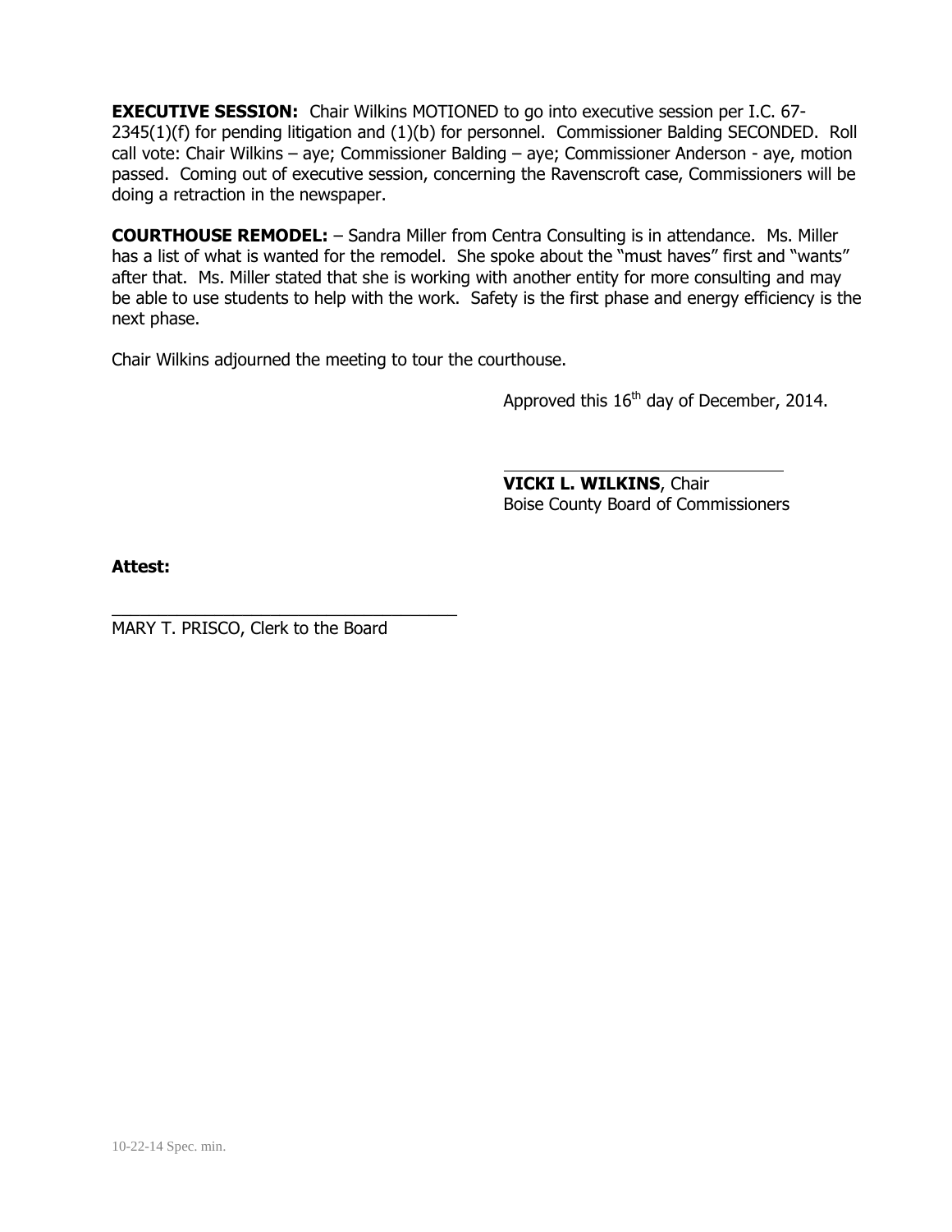**EXECUTIVE SESSION:** Chair Wilkins MOTIONED to go into executive session per I.C. 67-2345(1)(f) for pending litigation and (1)(b) for personnel. Commissioner Balding SECONDED. Roll call vote: Chair Wilkins – aye; Commissioner Balding – aye; Commissioner Anderson - aye, motion passed. Coming out of executive session, concerning the Ravenscroft case, Commissioners will be doing a retraction in the newspaper.

**COURTHOUSE REMODEL:** – Sandra Miller from Centra Consulting is in attendance. Ms. Miller has a list of what is wanted for the remodel. She spoke about the "must haves" first and "wants" after that. Ms. Miller stated that she is working with another entity for more consulting and may be able to use students to help with the work. Safety is the first phase and energy efficiency is the next phase.

Chair Wilkins adjourned the meeting to tour the courthouse.

Approved this 16th day of December, 2014.

\_\_\_\_\_\_\_\_\_\_\_\_\_\_\_\_\_\_\_\_\_\_\_\_\_\_\_\_\_\_

**VICKI L. WILKINS**, Chair
Boise County Board of Commissioners

**Attest:**

\_\_\_\_\_\_\_\_\_\_\_\_\_\_\_\_\_\_\_\_\_\_\_\_\_\_\_\_\_\_

MARY T. PRISCO, Clerk to the Board